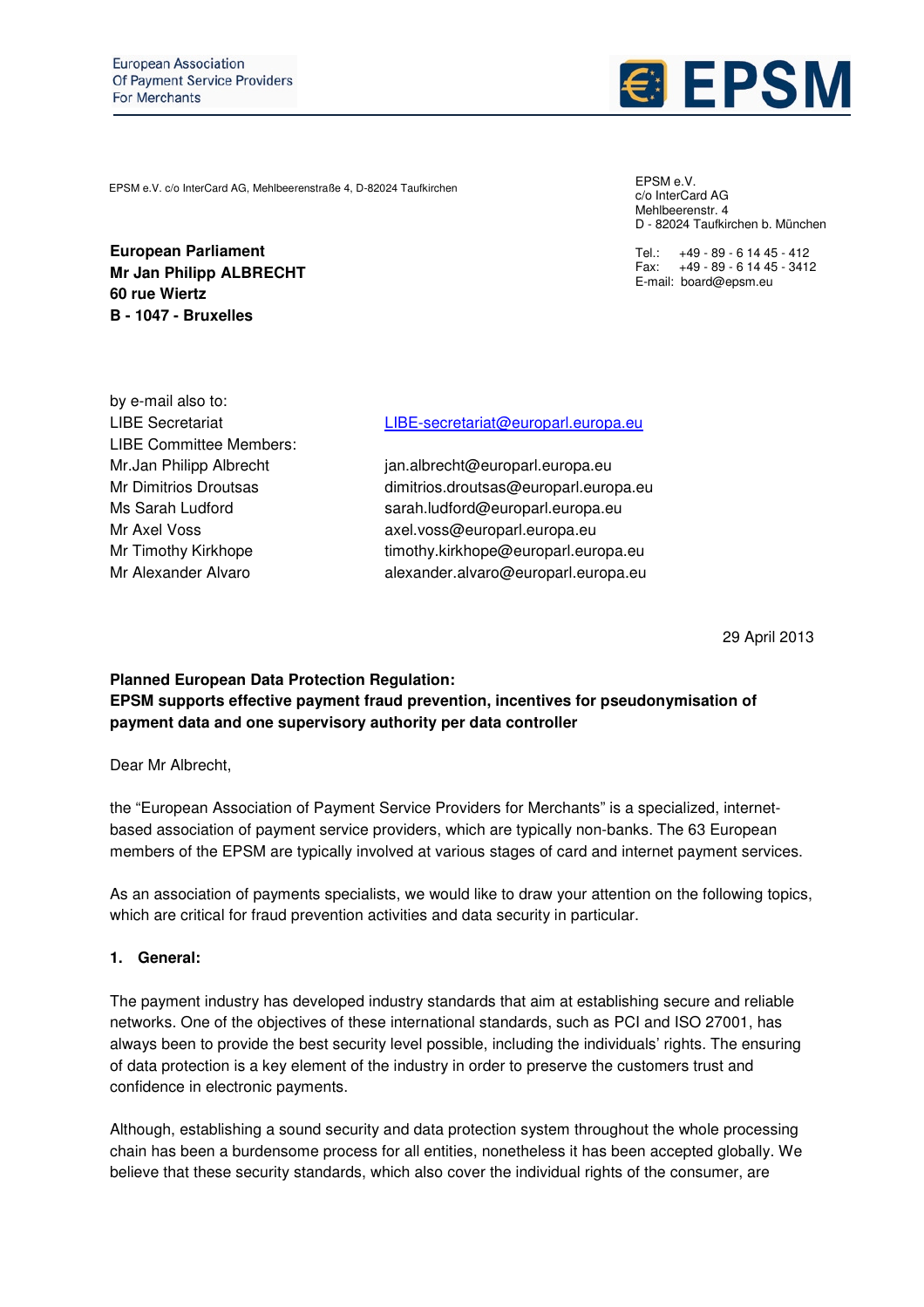European Association
Of Payment Service Providers
For Merchants

EPSM

EPSM e.V. c/o InterCard AG, Mehlbeerenstraße 4, D-82024 Taufkirchen

EPSM e.V.
c/o InterCard AG
Mehlbeerenstr. 4
D - 82024 Taufkirchen b. München

Tel.: +49 - 89 - 6 14 45 - 412
Fax: +49 - 89 - 6 14 45 - 3412
E-mail: board@epsm.eu

**European Parliament**
**Mr Jan Philipp ALBRECHT**
**60 rue Wiertz**
**B - 1047 - Bruxelles**

by e-mail also to:

| | |
|---|---|
| LIBE Secretariat | LIBE-secretariat@europarl.europa.eu |
| LIBE Committee Members: | |
| Mr.Jan Philipp Albrecht | jan.albrecht@europarl.europa.eu |
| Mr Dimitrios Droutsas | dimitrios.droutsas@europarl.europa.eu |
| Ms Sarah Ludford | sarah.ludford@europarl.europa.eu |
| Mr Axel Voss | axel.voss@europarl.europa.eu |
| Mr Timothy Kirkhope | timothy.kirkhope@europarl.europa.eu |
| Mr Alexander Alvaro | alexander.alvaro@europarl.europa.eu |

29 April 2013

**Planned European Data Protection Regulation:**
**EPSM supports effective payment fraud prevention, incentives for pseudonymisation of payment data and one supervisory authority per data controller**

Dear Mr Albrecht,

the "European Association of Payment Service Providers for Merchants" is a specialized, internet-based association of payment service providers, which are typically non-banks. The 63 European members of the EPSM are typically involved at various stages of card and internet payment services.

As an association of payments specialists, we would like to draw your attention on the following topics, which are critical for fraud prevention activities and data security in particular.

## 1. General:

The payment industry has developed industry standards that aim at establishing secure and reliable networks. One of the objectives of these international standards, such as PCI and ISO 27001, has always been to provide the best security level possible, including the individuals' rights. The ensuring of data protection is a key element of the industry in order to preserve the customers trust and confidence in electronic payments.

Although, establishing a sound security and data protection system throughout the whole processing chain has been a burdensome process for all entities, nonetheless it has been accepted globally. We believe that these security standards, which also cover the individual rights of the consumer, are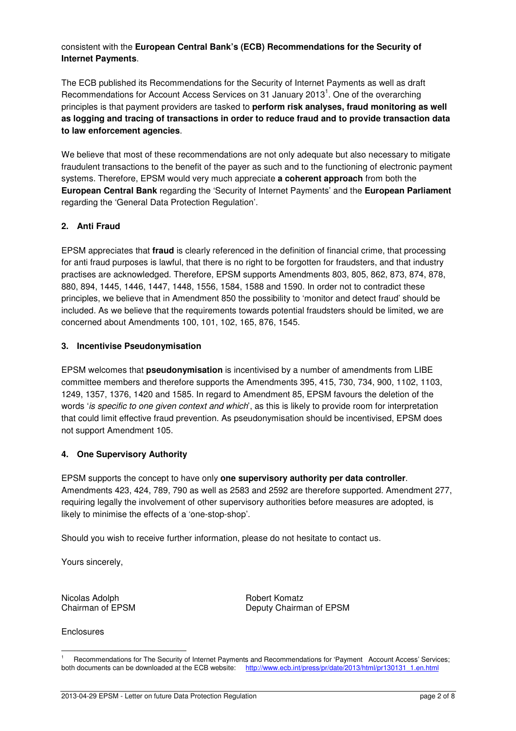consistent with the **European Central Bank's (ECB) Recommendations for the Security of Internet Payments**.

The ECB published its Recommendations for the Security of Internet Payments as well as draft Recommendations for Account Access Services on 31 January 2013[1]. One of the overarching principles is that payment providers are tasked to **perform risk analyses, fraud monitoring as well as logging and tracing of transactions in order to reduce fraud and to provide transaction data to law enforcement agencies**.

We believe that most of these recommendations are not only adequate but also necessary to mitigate fraudulent transactions to the benefit of the payer as such and to the functioning of electronic payment systems. Therefore, EPSM would very much appreciate **a coherent approach** from both the **European Central Bank** regarding the 'Security of Internet Payments' and the **European Parliament** regarding the 'General Data Protection Regulation'.

## 2. Anti Fraud

EPSM appreciates that **fraud** is clearly referenced in the definition of financial crime, that processing for anti fraud purposes is lawful, that there is no right to be forgotten for fraudsters, and that industry practises are acknowledged. Therefore, EPSM supports Amendments 803, 805, 862, 873, 874, 878, 880, 894, 1445, 1446, 1447, 1448, 1556, 1584, 1588 and 1590. In order not to contradict these principles, we believe that in Amendment 850 the possibility to 'monitor and detect fraud' should be included. As we believe that the requirements towards potential fraudsters should be limited, we are concerned about Amendments 100, 101, 102, 165, 876, 1545.

## 3. Incentivise Pseudonymisation

EPSM welcomes that **pseudonymisation** is incentivised by a number of amendments from LIBE committee members and therefore supports the Amendments 395, 415, 730, 734, 900, 1102, 1103, 1249, 1357, 1376, 1420 and 1585. In regard to Amendment 85, EPSM favours the deletion of the words '*is specific to one given context and which*', as this is likely to provide room for interpretation that could limit effective fraud prevention. As pseudonymisation should be incentivised, EPSM does not support Amendment 105.

## 4. One Supervisory Authority

EPSM supports the concept to have only **one supervisory authority per data controller**. Amendments 423, 424, 789, 790 as well as 2583 and 2592 are therefore supported. Amendment 277, requiring legally the involvement of other supervisory authorities before measures are adopted, is likely to minimise the effects of a 'one-stop-shop'.

Should you wish to receive further information, please do not hesitate to contact us.

Yours sincerely,

Nicolas Adolph
Chairman of EPSM

Robert Komatz
Deputy Chairman of EPSM

Enclosures

[1] Recommendations for The Security of Internet Payments and Recommendations for 'Payment Account Access' Services; both documents can be downloaded at the ECB website: http://www.ecb.int/press/pr/date/2013/html/pr130131_1.en.html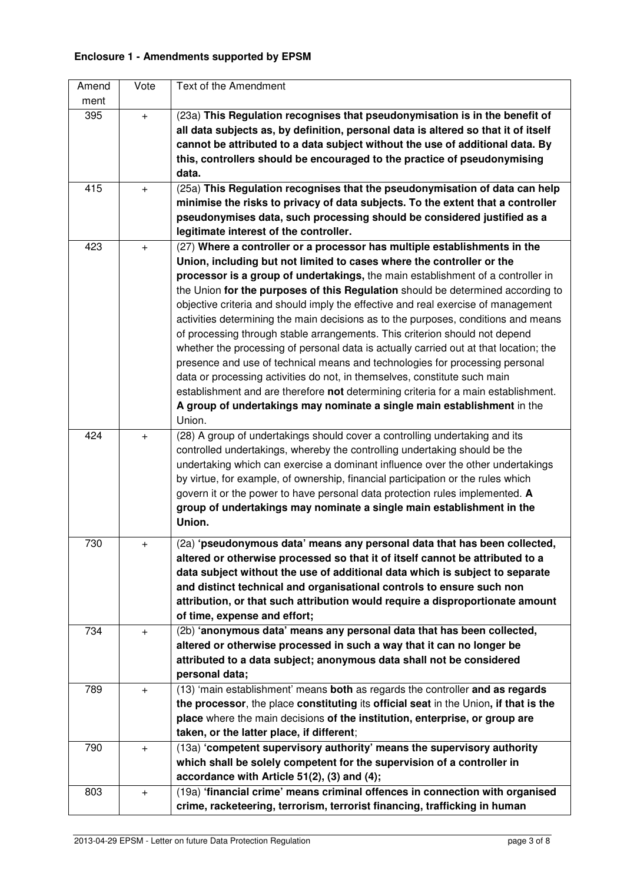**Enclosure 1 - Amendments supported by EPSM**

| Amendment | Vote | Text of the Amendment |
|---|---|---|
| 395 | + | (23a) **This Regulation recognises that pseudonymisation is in the benefit of all data subjects as, by definition, personal data is altered so that it of itself cannot be attributed to a data subject without the use of additional data. By this, controllers should be encouraged to the practice of pseudonymising data.** |
| 415 | + | (25a) **This Regulation recognises that the pseudonymisation of data can help minimise the risks to privacy of data subjects. To the extent that a controller pseudonymises data, such processing should be considered justified as a legitimate interest of the controller.** |
| 423 | + | (27) **Where a controller or a processor has multiple establishments in the Union, including but not limited to cases where the controller or the processor is a group of undertakings,** the main establishment of a controller in the Union **for the purposes of this Regulation** should be determined according to objective criteria and should imply the effective and real exercise of management activities determining the main decisions as to the purposes, conditions and means of processing through stable arrangements. This criterion should not depend whether the processing of personal data is actually carried out at that location; the presence and use of technical means and technologies for processing personal data or processing activities do not, in themselves, constitute such main establishment and are therefore **not** determining criteria for a main establishment. **A group of undertakings may nominate a single main establishment** in the Union. |
| 424 | + | (28) A group of undertakings should cover a controlling undertaking and its controlled undertakings, whereby the controlling undertaking should be the undertaking which can exercise a dominant influence over the other undertakings by virtue, for example, of ownership, financial participation or the rules which govern it or the power to have personal data protection rules implemented. **A group of undertakings may nominate a single main establishment in the Union.** |
| 730 | + | (2a) **'pseudonymous data' means any personal data that has been collected, altered or otherwise processed so that it of itself cannot be attributed to a data subject without the use of additional data which is subject to separate and distinct technical and organisational controls to ensure such non attribution, or that such attribution would require a disproportionate amount of time, expense and effort;** |
| 734 | + | (2b) **'anonymous data' means any personal data that has been collected, altered or otherwise processed in such a way that it can no longer be attributed to a data subject; anonymous data shall not be considered personal data;** |
| 789 | + | (13) 'main establishment' means **both** as regards the controller **and as regards the processor**, the place **constituting** its **official seat** in the Union**, if that is the place** where the main decisions **of the institution, enterprise, or group are taken, or the latter place, if different**; |
| 790 | + | (13a) **'competent supervisory authority' means the supervisory authority which shall be solely competent for the supervision of a controller in accordance with Article 51(2), (3) and (4);** |
| 803 | + | (19a) **'financial crime' means criminal offences in connection with organised crime, racketeering, terrorism, terrorist financing, trafficking in human** |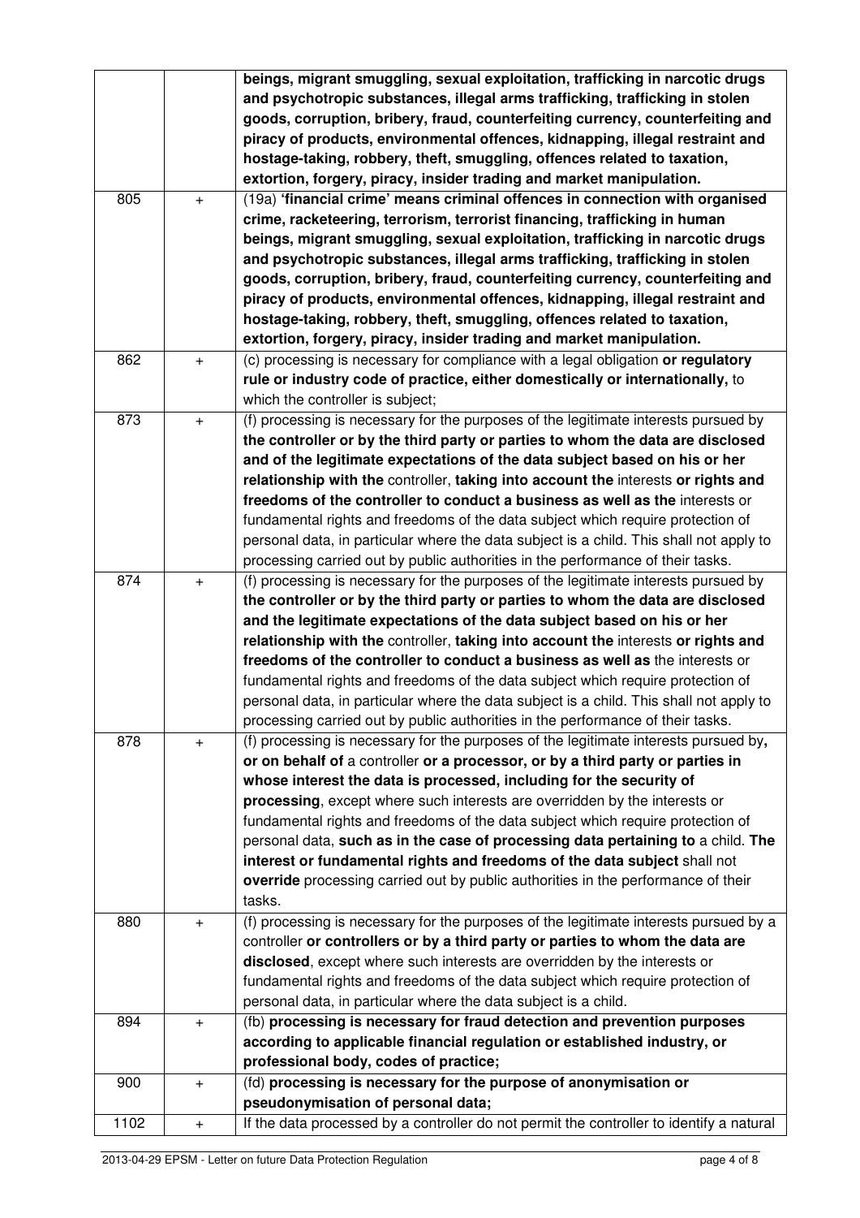| | | |
|---|---|---|
| | | **beings, migrant smuggling, sexual exploitation, trafficking in narcotic drugs and psychotropic substances, illegal arms trafficking, trafficking in stolen goods, corruption, bribery, fraud, counterfeiting currency, counterfeiting and piracy of products, environmental offences, kidnapping, illegal restraint and hostage-taking, robbery, theft, smuggling, offences related to taxation, extortion, forgery, piracy, insider trading and market manipulation.** |
| 805 | + | (19a) **'financial crime' means criminal offences in connection with organised crime, racketeering, terrorism, terrorist financing, trafficking in human beings, migrant smuggling, sexual exploitation, trafficking in narcotic drugs and psychotropic substances, illegal arms trafficking, trafficking in stolen goods, corruption, bribery, fraud, counterfeiting currency, counterfeiting and piracy of products, environmental offences, kidnapping, illegal restraint and hostage-taking, robbery, theft, smuggling, offences related to taxation, extortion, forgery, piracy, insider trading and market manipulation.** |
| 862 | + | (c) processing is necessary for compliance with a legal obligation **or regulatory rule or industry code of practice, either domestically or internationally,** to which the controller is subject; |
| 873 | + | (f) processing is necessary for the purposes of the legitimate interests pursued by **the controller or by the third party or parties to whom the data are disclosed and of the legitimate expectations of the data subject based on his or her relationship with the** controller, **taking into account the** interests **or rights and freedoms of the controller to conduct a business as well as the** interests or fundamental rights and freedoms of the data subject which require protection of personal data, in particular where the data subject is a child. This shall not apply to processing carried out by public authorities in the performance of their tasks. |
| 874 | + | (f) processing is necessary for the purposes of the legitimate interests pursued by **the controller or by the third party or parties to whom the data are disclosed and the legitimate expectations of the data subject based on his or her relationship with the** controller, **taking into account the** interests **or rights and freedoms of the controller to conduct a business as well as** the interests or fundamental rights and freedoms of the data subject which require protection of personal data, in particular where the data subject is a child. This shall not apply to processing carried out by public authorities in the performance of their tasks. |
| 878 | + | (f) processing is necessary for the purposes of the legitimate interests pursued by**, or on behalf of** a controller **or a processor, or by a third party or parties in whose interest the data is processed, including for the security of processing**, except where such interests are overridden by the interests or fundamental rights and freedoms of the data subject which require protection of personal data, **such as in the case of processing data pertaining to** a child. **The interest or fundamental rights and freedoms of the data subject** shall not **override** processing carried out by public authorities in the performance of their tasks. |
| 880 | + | (f) processing is necessary for the purposes of the legitimate interests pursued by a controller **or controllers or by a third party or parties to whom the data are disclosed**, except where such interests are overridden by the interests or fundamental rights and freedoms of the data subject which require protection of personal data, in particular where the data subject is a child. |
| 894 | + | (fb) **processing is necessary for fraud detection and prevention purposes according to applicable financial regulation or established industry, or professional body, codes of practice;** |
| 900 | + | (fd) **processing is necessary for the purpose of anonymisation or pseudonymisation of personal data;** |
| 1102 | + | If the data processed by a controller do not permit the controller to identify a natural |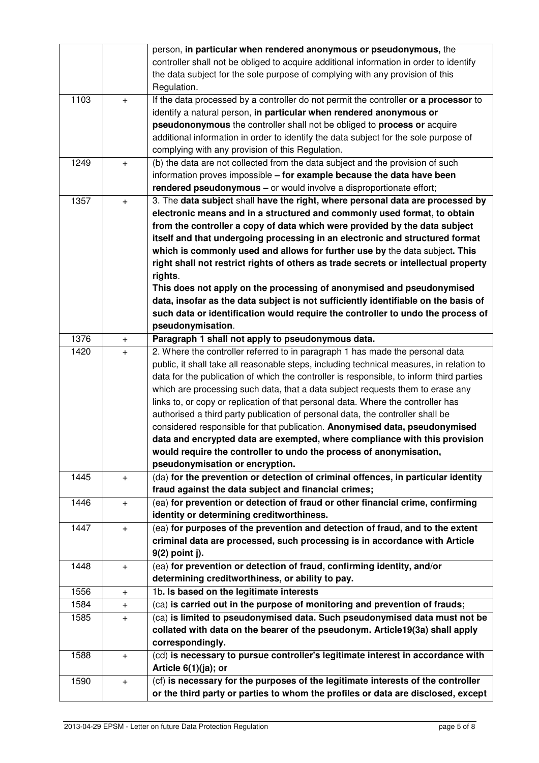| | | |
|---|---|---|
| | | person, **in particular when rendered anonymous or pseudonymous,** the controller shall not be obliged to acquire additional information in order to identify the data subject for the sole purpose of complying with any provision of this Regulation. |
| 1103 | + | If the data processed by a controller do not permit the controller **or a processor** to identify a natural person, **in particular when rendered anonymous or pseudononymous** the controller shall not be obliged to **process or** acquire additional information in order to identify the data subject for the sole purpose of complying with any provision of this Regulation. |
| 1249 | + | (b) the data are not collected from the data subject and the provision of such information proves impossible **– for example because the data have been rendered pseudonymous –** or would involve a disproportionate effort; |
| 1357 | + | 3. The **data subject** shall **have the right, where personal data are processed by electronic means and in a structured and commonly used format, to obtain from the controller a copy of data which were provided by the data subject itself and that undergoing processing in an electronic and structured format which is commonly used and allows for further use by** the data subject**. This right shall not restrict rights of others as trade secrets or intellectual property rights**.<br>**This does not apply on the processing of anonymised and pseudonymised data, insofar as the data subject is not sufficiently identifiable on the basis of such data or identification would require the controller to undo the process of pseudonymisation**. |
| 1376 | + | **Paragraph 1 shall not apply to pseudonymous data.** |
| 1420 | + | 2. Where the controller referred to in paragraph 1 has made the personal data public, it shall take all reasonable steps, including technical measures, in relation to data for the publication of which the controller is responsible, to inform third parties which are processing such data, that a data subject requests them to erase any links to, or copy or replication of that personal data. Where the controller has authorised a third party publication of personal data, the controller shall be considered responsible for that publication. **Anonymised data, pseudonymised data and encrypted data are exempted, where compliance with this provision would require the controller to undo the process of anonymisation, pseudonymisation or encryption.** |
| 1445 | + | (da) **for the prevention or detection of criminal offences, in particular identity fraud against the data subject and financial crimes;** |
| 1446 | + | (ea) **for prevention or detection of fraud or other financial crime, confirming identity or determining creditworthiness.** |
| 1447 | + | (ea) **for purposes of the prevention and detection of fraud, and to the extent criminal data are processed, such processing is in accordance with Article 9(2) point j).** |
| 1448 | + | (ea) **for prevention or detection of fraud, confirming identity, and/or determining creditworthiness, or ability to pay.** |
| 1556 | + | 1b**. Is based on the legitimate interests** |
| 1584 | + | (ca) **is carried out in the purpose of monitoring and prevention of frauds;** |
| 1585 | + | (ca) **is limited to pseudonymised data. Such pseudonymised data must not be collated with data on the bearer of the pseudonym. Article19(3a) shall apply correspondingly.** |
| 1588 | + | (cd) **is necessary to pursue controller's legitimate interest in accordance with Article 6(1)(ja); or** |
| 1590 | + | (cf) **is necessary for the purposes of the legitimate interests of the controller or the third party or parties to whom the profiles or data are disclosed, except** |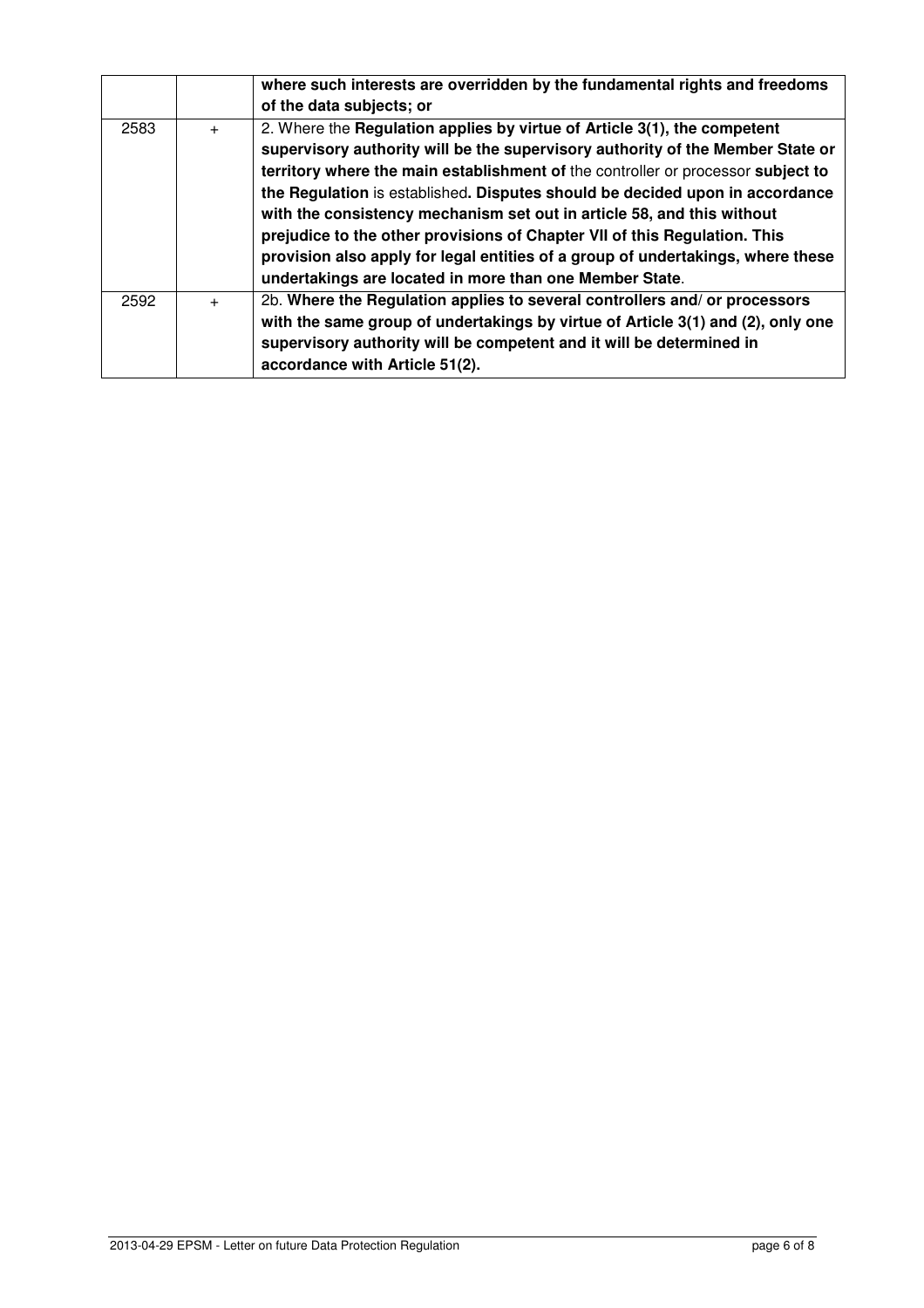| | | |
|---|---|---|
| | | **where such interests are overridden by the fundamental rights and freedoms of the data subjects; or** |
| 2583 | + | 2. Where the **Regulation applies by virtue of Article 3(1), the competent supervisory authority will be the supervisory authority of the Member State or territory where the main establishment of** the controller or processor **subject to the Regulation** is established**. Disputes should be decided upon in accordance with the consistency mechanism set out in article 58, and this without prejudice to the other provisions of Chapter VII of this Regulation. This provision also apply for legal entities of a group of undertakings, where these undertakings are located in more than one Member State**. |
| 2592 | + | 2b. **Where the Regulation applies to several controllers and/ or processors with the same group of undertakings by virtue of Article 3(1) and (2), only one supervisory authority will be competent and it will be determined in accordance with Article 51(2).** |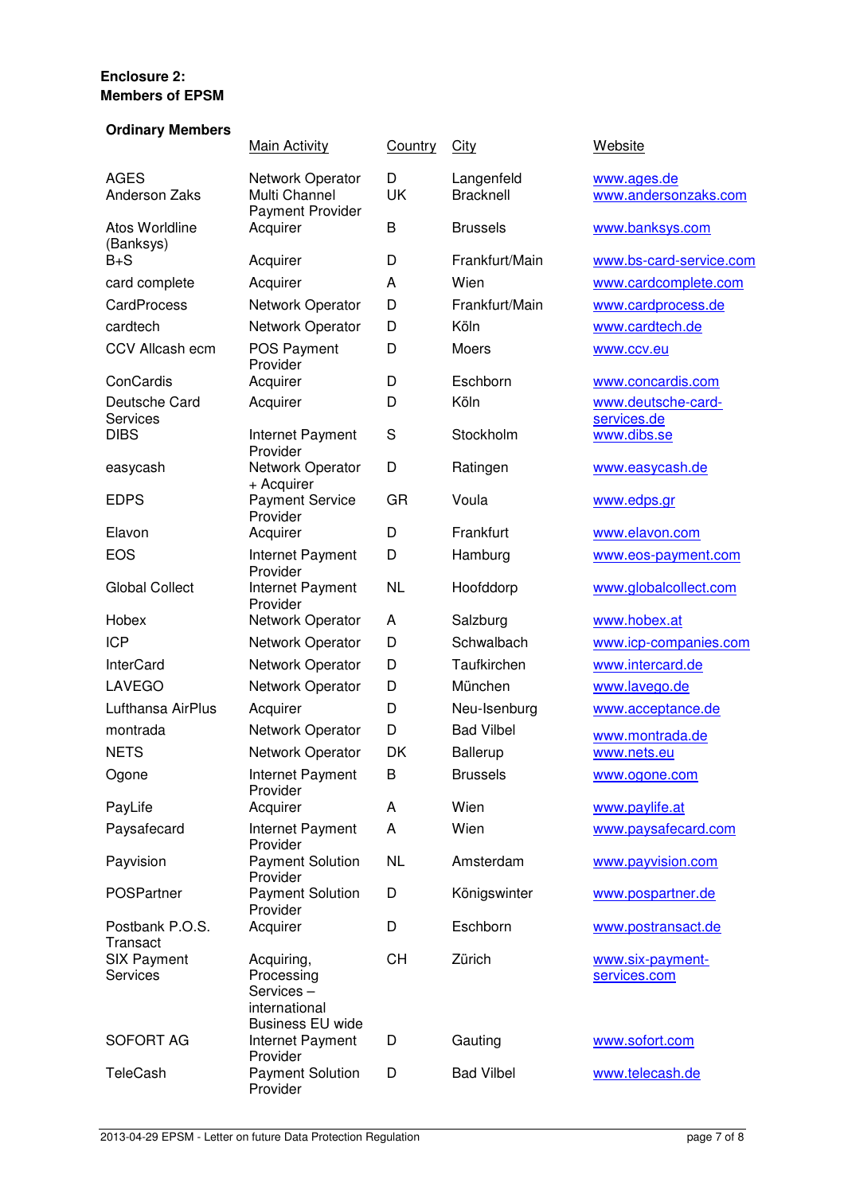**Enclosure 2:**
**Members of EPSM**

**Ordinary Members**

| | Main Activity | Country | City | Website |
|---|---|---|---|---|
| AGES | Network Operator | D | Langenfeld | www.ages.de |
| Anderson Zaks | Multi Channel Payment Provider | UK | Bracknell | www.andersonzaks.com |
| Atos Worldline (Banksys) | Acquirer | B | Brussels | www.banksys.com |
| B+S | Acquirer | D | Frankfurt/Main | www.bs-card-service.com |
| card complete | Acquirer | A | Wien | www.cardcomplete.com |
| CardProcess | Network Operator | D | Frankfurt/Main | www.cardprocess.de |
| cardtech | Network Operator | D | Köln | www.cardtech.de |
| CCV Allcash ecm | POS Payment Provider | D | Moers | www.ccv.eu |
| ConCardis | Acquirer | D | Eschborn | www.concardis.com |
| Deutsche Card Services | Acquirer | D | Köln | www.deutsche-card-services.de |
| DIBS | Internet Payment Provider | S | Stockholm | www.dibs.se |
| easycash | Network Operator + Acquirer | D | Ratingen | www.easycash.de |
| EDPS | Payment Service Provider | GR | Voula | www.edps.gr |
| Elavon | Acquirer | D | Frankfurt | www.elavon.com |
| EOS | Internet Payment Provider | D | Hamburg | www.eos-payment.com |
| Global Collect | Internet Payment Provider | NL | Hoofddorp | www.globalcollect.com |
| Hobex | Network Operator | A | Salzburg | www.hobex.at |
| ICP | Network Operator | D | Schwalbach | www.icp-companies.com |
| InterCard | Network Operator | D | Taufkirchen | www.intercard.de |
| LAVEGO | Network Operator | D | München | www.lavego.de |
| Lufthansa AirPlus | Acquirer | D | Neu-Isenburg | www.acceptance.de |
| montrada | Network Operator | D | Bad Vilbel | www.montrada.de |
| NETS | Network Operator | DK | Ballerup | www.nets.eu |
| Ogone | Internet Payment Provider | B | Brussels | www.ogone.com |
| PayLife | Acquirer | A | Wien | www.paylife.at |
| Paysafecard | Internet Payment Provider | A | Wien | www.paysafecard.com |
| Payvision | Payment Solution Provider | NL | Amsterdam | www.payvision.com |
| POSPartner | Payment Solution Provider | D | Königswinter | www.pospartner.de |
| Postbank P.O.S. Transact | Acquirer | D | Eschborn | www.postransact.de |
| SIX Payment Services | Acquiring, Processing Services – international Business EU wide | CH | Zürich | www.six-payment-services.com |
| SOFORT AG | Internet Payment Provider | D | Gauting | www.sofort.com |
| TeleCash | Payment Solution Provider | D | Bad Vilbel | www.telecash.de |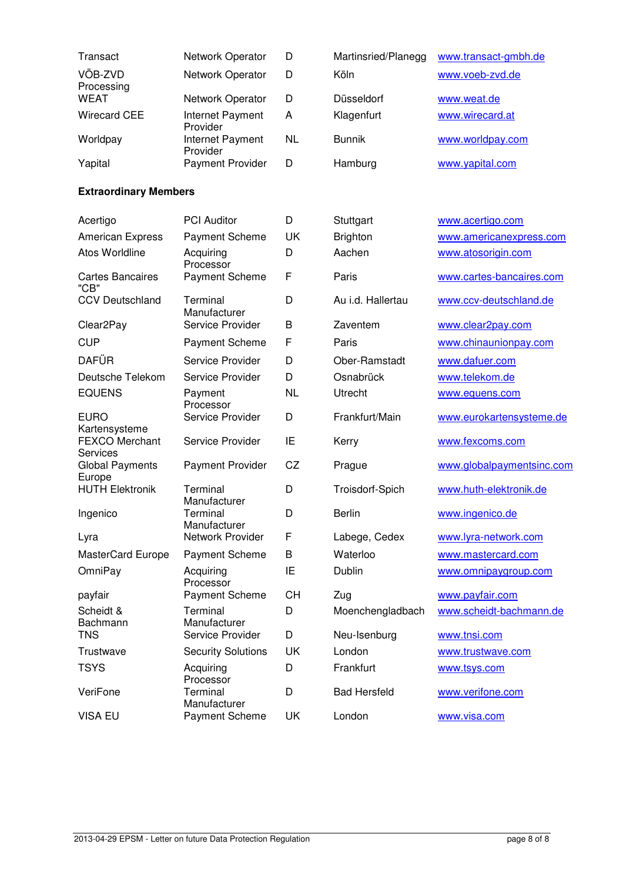| | | | | |
|---|---|---|---|---|
| Transact | Network Operator | D | Martinsried/Planegg | www.transact-gmbh.de |
| VÖB-ZVD Processing | Network Operator | D | Köln | www.voeb-zvd.de |
| WEAT | Network Operator | D | Düsseldorf | www.weat.de |
| Wirecard CEE | Internet Payment Provider | A | Klagenfurt | www.wirecard.at |
| Worldpay | Internet Payment Provider | NL | Bunnik | www.worldpay.com |
| Yapital | Payment Provider | D | Hamburg | www.yapital.com |

**Extraordinary Members**

| | | | | |
|---|---|---|---|---|
| Acertigo | PCI Auditor | D | Stuttgart | www.acertigo.com |
| American Express | Payment Scheme | UK | Brighton | www.americanexpress.com |
| Atos Worldline | Acquiring Processor | D | Aachen | www.atosorigin.com |
| Cartes Bancaires "CB" | Payment Scheme | F | Paris | www.cartes-bancaires.com |
| CCV Deutschland | Terminal Manufacturer | D | Au i.d. Hallertau | www.ccv-deutschland.de |
| Clear2Pay | Service Provider | B | Zaventem | www.clear2pay.com |
| CUP | Payment Scheme | F | Paris | www.chinaunionpay.com |
| DAFÜR | Service Provider | D | Ober-Ramstadt | www.dafuer.com |
| Deutsche Telekom | Service Provider | D | Osnabrück | www.telekom.de |
| EQUENS | Payment Processor | NL | Utrecht | www.equens.com |
| EURO Kartensysteme | Service Provider | D | Frankfurt/Main | www.eurokartensysteme.de |
| FEXCO Merchant Services | Service Provider | IE | Kerry | www.fexcoms.com |
| Global Payments Europe | Payment Provider | CZ | Prague | www.globalpaymentsinc.com |
| HUTH Elektronik | Terminal Manufacturer | D | Troisdorf-Spich | www.huth-elektronik.de |
| Ingenico | Terminal Manufacturer | D | Berlin | www.ingenico.de |
| Lyra | Network Provider | F | Labege, Cedex | www.lyra-network.com |
| MasterCard Europe | Payment Scheme | B | Waterloo | www.mastercard.com |
| OmniPay | Acquiring Processor | IE | Dublin | www.omnipaygroup.com |
| payfair | Payment Scheme | CH | Zug | www.payfair.com |
| Scheidt & Bachmann | Terminal Manufacturer | D | Moenchengladbach | www.scheidt-bachmann.de |
| TNS | Service Provider | D | Neu-Isenburg | www.tnsi.com |
| Trustwave | Security Solutions | UK | London | www.trustwave.com |
| TSYS | Acquiring Processor | D | Frankfurt | www.tsys.com |
| VeriFone | Terminal Manufacturer | D | Bad Hersfeld | www.verifone.com |
| VISA EU | Payment Scheme | UK | London | www.visa.com |